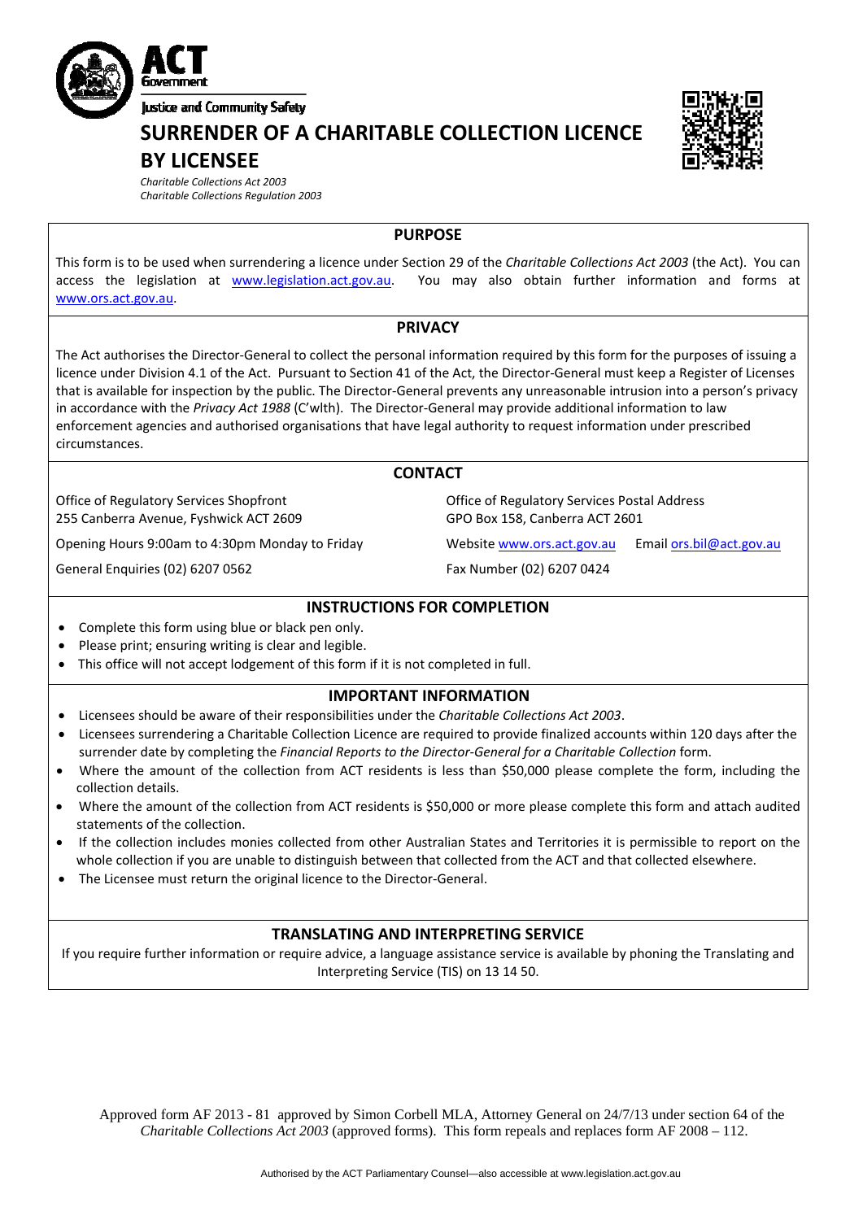ACT Government

Justice and Community Safety

# SURRENDER OF A CHARITABLE COLLECTION LICENCE BY LICENSEE

*Charitable Collections Act 2003*
*Charitable Collections Regulation 2003*

## PURPOSE

This form is to be used when surrendering a licence under Section 29 of the *Charitable Collections Act 2003* (the Act). You can access the legislation at www.legislation.act.gov.au. You may also obtain further information and forms at www.ors.act.gov.au.

## PRIVACY

The Act authorises the Director-General to collect the personal information required by this form for the purposes of issuing a licence under Division 4.1 of the Act. Pursuant to Section 41 of the Act, the Director-General must keep a Register of Licenses that is available for inspection by the public. The Director-General prevents any unreasonable intrusion into a person's privacy in accordance with the *Privacy Act 1988* (C'wlth). The Director-General may provide additional information to law enforcement agencies and authorised organisations that have legal authority to request information under prescribed circumstances.

## CONTACT

Office of Regulatory Services Shopfront
255 Canberra Avenue, Fyshwick ACT 2609

Opening Hours 9:00am to 4:30pm Monday to Friday

General Enquiries (02) 6207 0562

Office of Regulatory Services Postal Address
GPO Box 158, Canberra ACT 2601

Website www.ors.act.gov.au Email ors.bil@act.gov.au

Fax Number (02) 6207 0424

## INSTRUCTIONS FOR COMPLETION

- Complete this form using blue or black pen only.
- Please print; ensuring writing is clear and legible.
- This office will not accept lodgement of this form if it is not completed in full.

## IMPORTANT INFORMATION

- Licensees should be aware of their responsibilities under the *Charitable Collections Act 2003*.
- Licensees surrendering a Charitable Collection Licence are required to provide finalized accounts within 120 days after the surrender date by completing the *Financial Reports to the Director-General for a Charitable Collection* form.
- Where the amount of the collection from ACT residents is less than $50,000 please complete the form, including the collection details.
- Where the amount of the collection from ACT residents is $50,000 or more please complete this form and attach audited statements of the collection.
- If the collection includes monies collected from other Australian States and Territories it is permissible to report on the whole collection if you are unable to distinguish between that collected from the ACT and that collected elsewhere.
- The Licensee must return the original licence to the Director-General.

## TRANSLATING AND INTERPRETING SERVICE

If you require further information or require advice, a language assistance service is available by phoning the Translating and Interpreting Service (TIS) on 13 14 50.

Approved form AF 2013 - 81 approved by Simon Corbell MLA, Attorney General on 24/7/13 under section 64 of the *Charitable Collections Act 2003* (approved forms). This form repeals and replaces form AF 2008 – 112.

Authorised by the ACT Parliamentary Counsel—also accessible at www.legislation.act.gov.au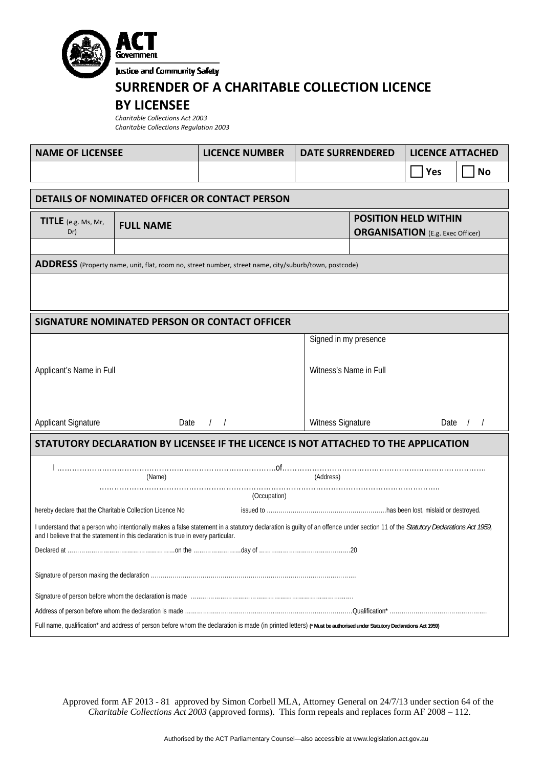ACT Government

Justice and Community Safety

# SURRENDER OF A CHARITABLE COLLECTION LICENCE BY LICENSEE

*Charitable Collections Act 2003*
*Charitable Collections Regulation 2003*

| NAME OF LICENSEE | LICENCE NUMBER | DATE SURRENDERED | LICENCE ATTACHED | |
|---|---|---|---|---|
| | | | ☐ Yes | ☐ No |

## DETAILS OF NOMINATED OFFICER OR CONTACT PERSON

| TITLE (e.g. Ms, Mr, Dr) | FULL NAME | POSITION HELD WITHIN ORGANISATION (E.g. Exec Officer) |
|---|---|---|
| | | |

**ADDRESS** (Property name, unit, flat, room no, street number, street name, city/suburb/town, postcode)

## SIGNATURE NOMINATED PERSON OR CONTACT OFFICER

| | |
|---|---|
| | Signed in my presence |
| Applicant's Name in Full | Witness's Name in Full |
| Applicant Signature Date / / | Witness Signature Date / / |

## STATUTORY DECLARATION BY LICENSEE IF THE LICENCE IS NOT ATTACHED TO THE APPLICATION

I ……………………………………………………………………………of…………………………………………………………………………
(Name) (Address)

…………………………………………………………………………………………………………………………
(Occupation)

hereby declare that the Charitable Collection Licence No issued to ……………………………………………………has been lost, mislaid or destroyed.

I understand that a person who intentionally makes a false statement in a statutory declaration is guilty of an offence under section 11 of the *Statutory Declarations Act 1959*, and I believe that the statement in this declaration is true in every particular.

Declared at ………………………………………………on the ……………………day of ………………………………………20

Signature of person making the declaration ……………………………………………………………………………………………

Signature of person before whom the declaration is made ………………………………………………………………………

Address of person before whom the declaration is made …………………………………………………………………………Qualification* …………………………………………

Full name, qualification* and address of person before whom the declaration is made (in printed letters) **(\* Must be authorised under Statutory Declarations Act 1959)**

Approved form AF 2013 - 81 approved by Simon Corbell MLA, Attorney General on 24/7/13 under section 64 of the *Charitable Collections Act 2003* (approved forms). This form repeals and replaces form AF 2008 – 112.

Authorised by the ACT Parliamentary Counsel—also accessible at www.legislation.act.gov.au